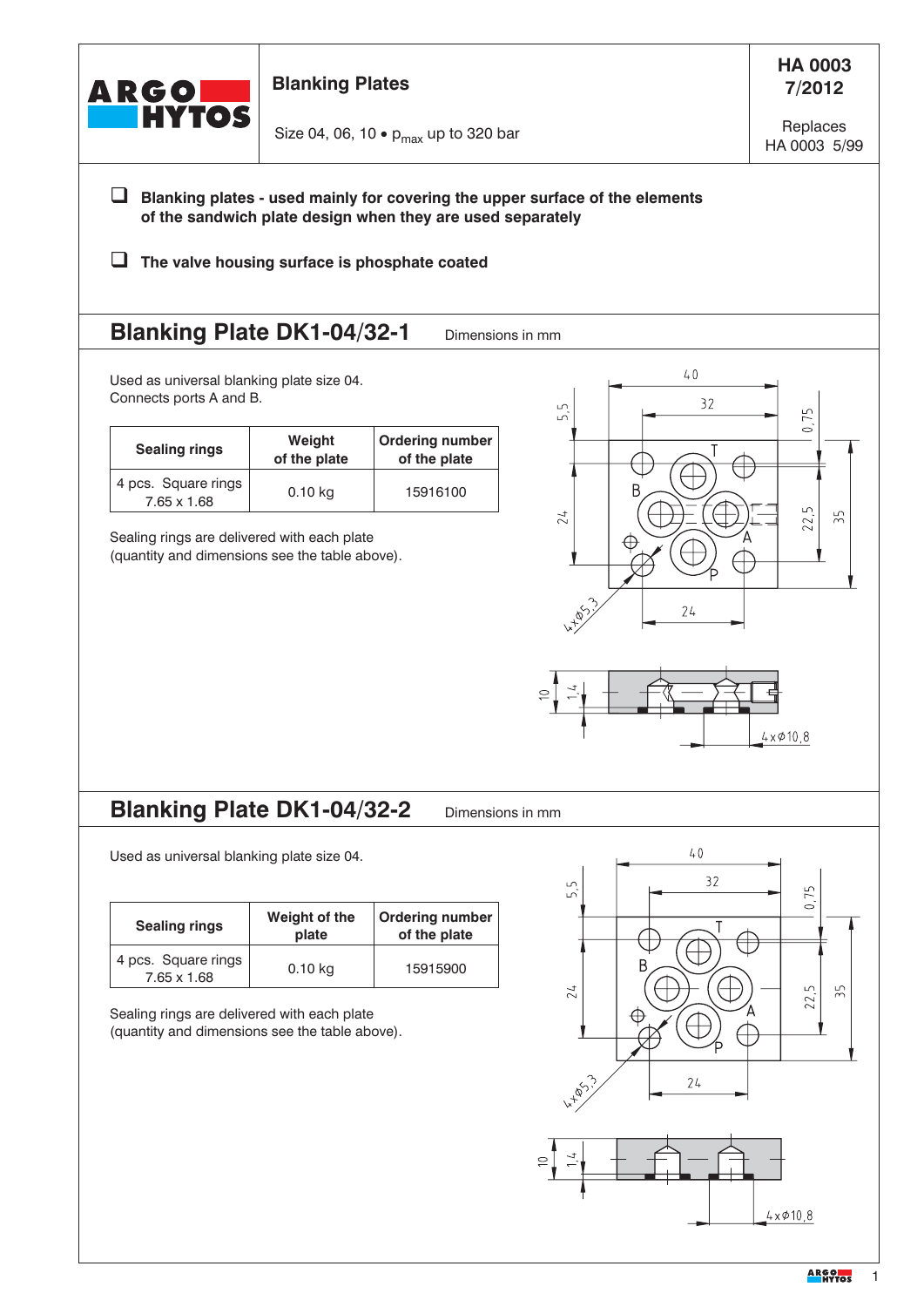**ARGO HYTOS**

# Blanking Plates

Size 04, 06, 10 • $p_{max}$ up to 320 bar

HA 0003 7/2012

Replaces HA 0003 5/99

- **Blanking plates - used mainly for covering the upper surface of the elements of the sandwich plate design when they are used separately**
- **The valve housing surface is phosphate coated**

## Blanking Plate DK1-04/32-1

Dimensions in mm

Used as universal blanking plate size 04.
Connects ports A and B.

| Sealing rings | Weight of the plate | Ordering number of the plate |
|---|---|---|
| 4 pcs. Square rings 7.65 x 1.68 | 0.10 kg | 15916100 |

Sealing rings are delivered with each plate
(quantity and dimensions see the table above).

## Blanking Plate DK1-04/32-2

Dimensions in mm

Used as universal blanking plate size 04.

| Sealing rings | Weight of the plate | Ordering number of the plate |
|---|---|---|
| 4 pcs. Square rings 7.65 x 1.68 | 0.10 kg | 15915900 |

Sealing rings are delivered with each plate
(quantity and dimensions see the table above).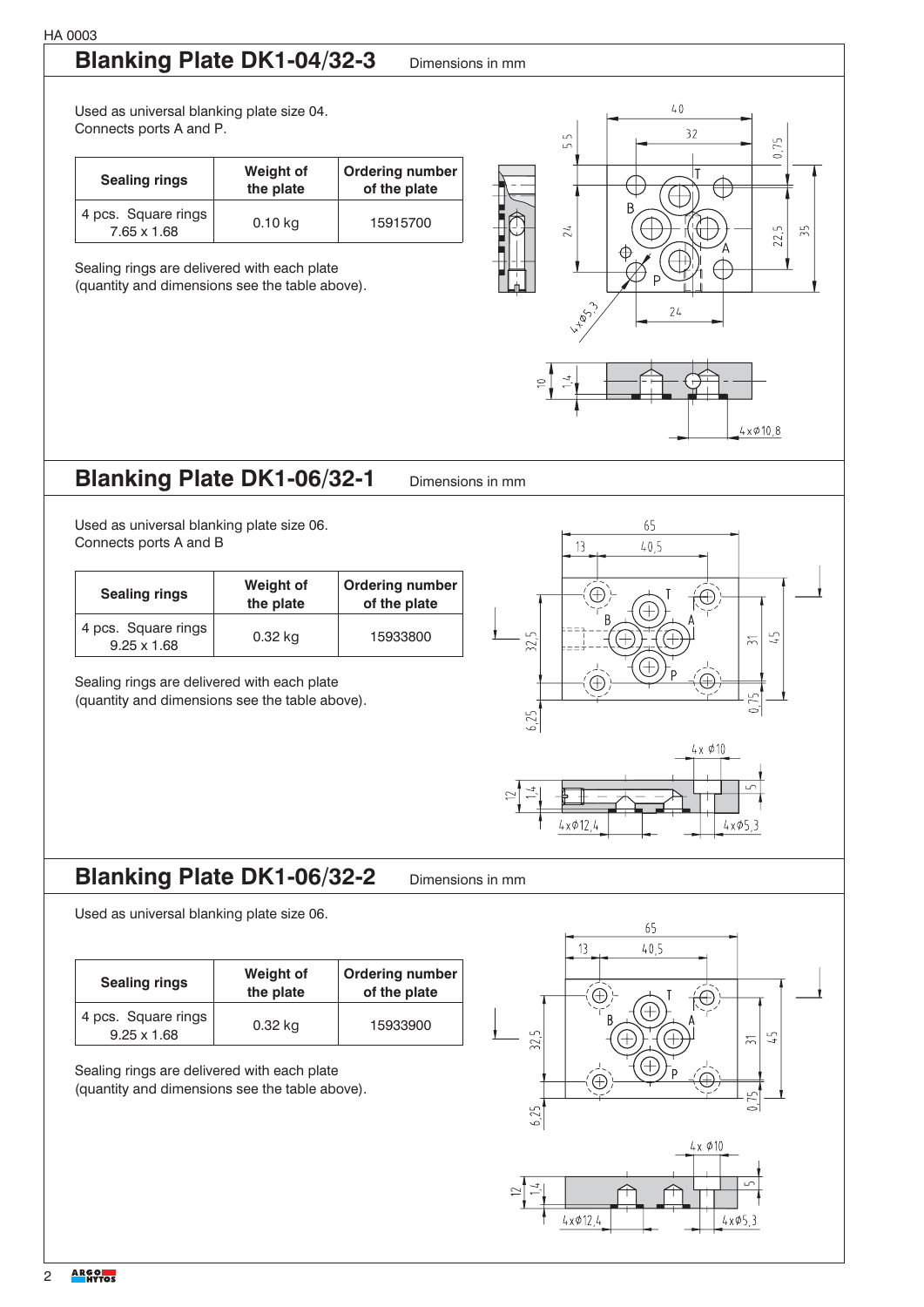## Blanking Plate DK1-04/32-3

Dimensions in mm

Used as universal blanking plate size 04.
Connects ports A and P.

| Sealing rings | Weight of the plate | Ordering number of the plate |
|---|---|---|
| 4 pcs. Square rings 7.65 x 1.68 | 0.10 kg | 15915700 |

Sealing rings are delivered with each plate
(quantity and dimensions see the table above).

## Blanking Plate DK1-06/32-1

Dimensions in mm

Used as universal blanking plate size 06.
Connects ports A and B

| Sealing rings | Weight of the plate | Ordering number of the plate |
|---|---|---|
| 4 pcs. Square rings 9.25 x 1.68 | 0.32 kg | 15933800 |

Sealing rings are delivered with each plate
(quantity and dimensions see the table above).

## Blanking Plate DK1-06/32-2

Dimensions in mm

Used as universal blanking plate size 06.

| Sealing rings | Weight of the plate | Ordering number of the plate |
|---|---|---|
| 4 pcs. Square rings 9.25 x 1.68 | 0.32 kg | 15933900 |

Sealing rings are delivered with each plate
(quantity and dimensions see the table above).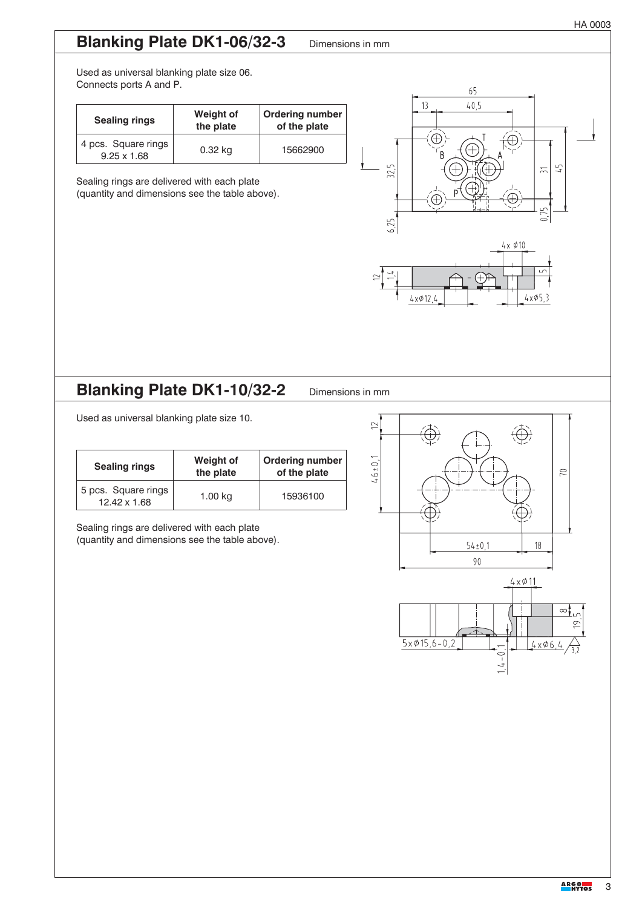## Blanking Plate DK1-06/32-3

Dimensions in mm

Used as universal blanking plate size 06.
Connects ports A and P.

| Sealing rings | Weight of the plate | Ordering number of the plate |
|---|---|---|
| 4 pcs. Square rings 9.25 x 1.68 | 0.32 kg | 15662900 |

Sealing rings are delivered with each plate (quantity and dimensions see the table above).

## Blanking Plate DK1-10/32-2

Dimensions in mm

Used as universal blanking plate size 10.

| Sealing rings | Weight of the plate | Ordering number of the plate |
|---|---|---|
| 5 pcs. Square rings 12.42 x 1.68 | 1.00 kg | 15936100 |

Sealing rings are delivered with each plate (quantity and dimensions see the table above).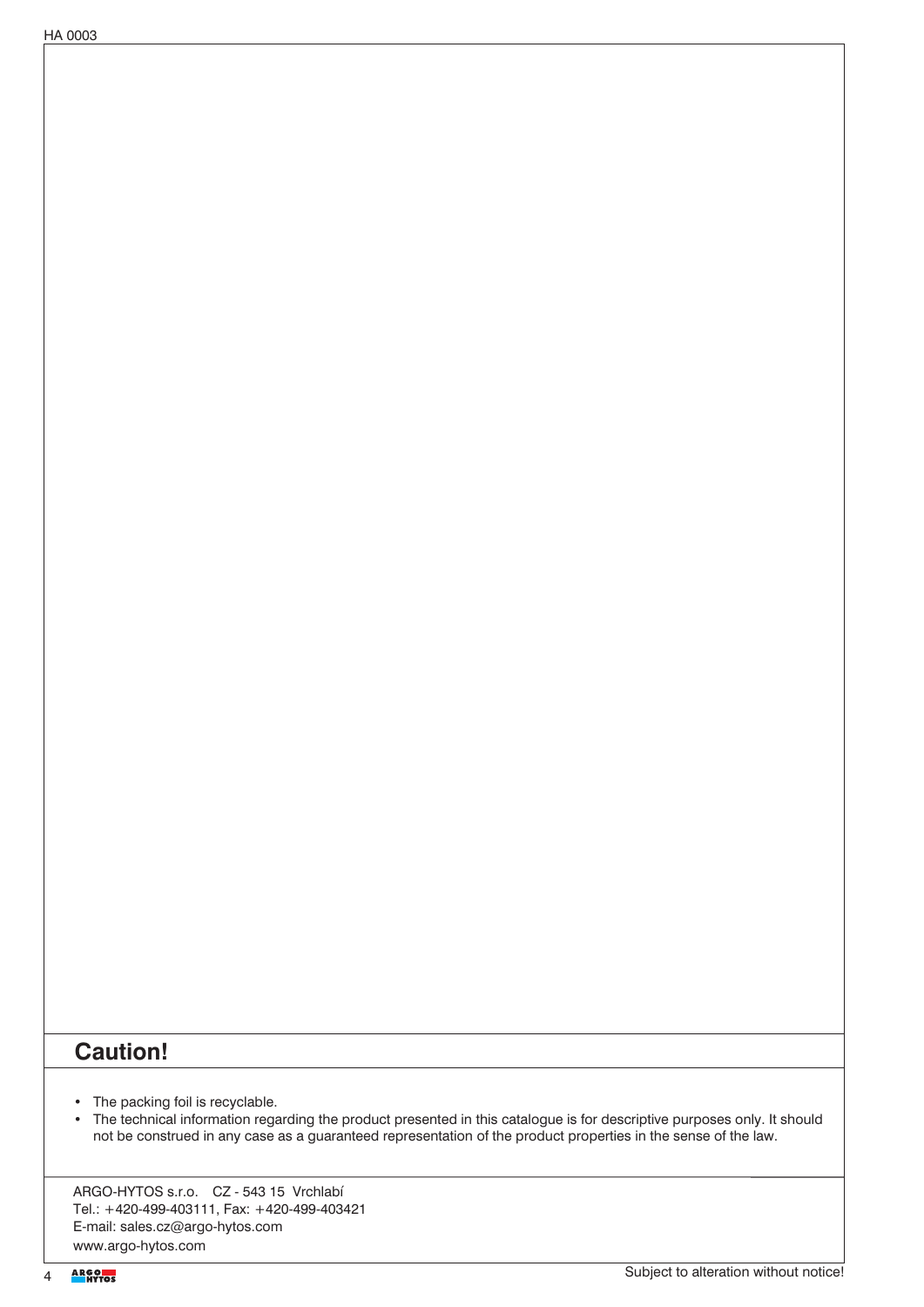## Caution!

- The packing foil is recyclable.
- The technical information regarding the product presented in this catalogue is for descriptive purposes only. It should not be construed in any case as a guaranteed representation of the product properties in the sense of the law.

ARGO-HYTOS s.r.o. CZ - 543 15 Vrchlabí
Tel.: +420-499-403111, Fax: +420-499-403421
E-mail: sales.cz@argo-hytos.com
www.argo-hytos.com

Subject to alteration without notice!